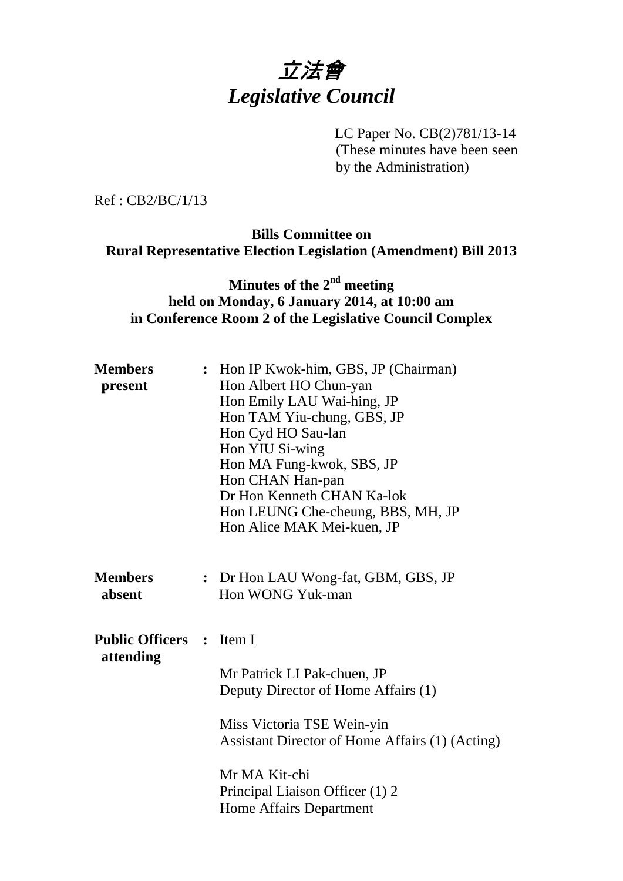# *立法會*
# *Legislative Council*

LC Paper No. CB(2)781/13-14
(These minutes have been seen by the Administration)

Ref : CB2/BC/1/13

**Bills Committee on**
**Rural Representative Election Legislation (Amendment) Bill 2013**

**Minutes of the 2nd meeting**
**held on Monday, 6 January 2014, at 10:00 am**
**in Conference Room 2 of the Legislative Council Complex**

**Members present** : Hon IP Kwok-him, GBS, JP (Chairman)
Hon Albert HO Chun-yan
Hon Emily LAU Wai-hing, JP
Hon TAM Yiu-chung, GBS, JP
Hon Cyd HO Sau-lan
Hon YIU Si-wing
Hon MA Fung-kwok, SBS, JP
Hon CHAN Han-pan
Dr Hon Kenneth CHAN Ka-lok
Hon LEUNG Che-cheung, BBS, MH, JP
Hon Alice MAK Mei-kuen, JP

**Members absent** : Dr Hon LAU Wong-fat, GBM, GBS, JP
Hon WONG Yuk-man

**Public Officers attending** : Item I

Mr Patrick LI Pak-chuen, JP
Deputy Director of Home Affairs (1)

Miss Victoria TSE Wein-yin
Assistant Director of Home Affairs (1) (Acting)

Mr MA Kit-chi
Principal Liaison Officer (1) 2
Home Affairs Department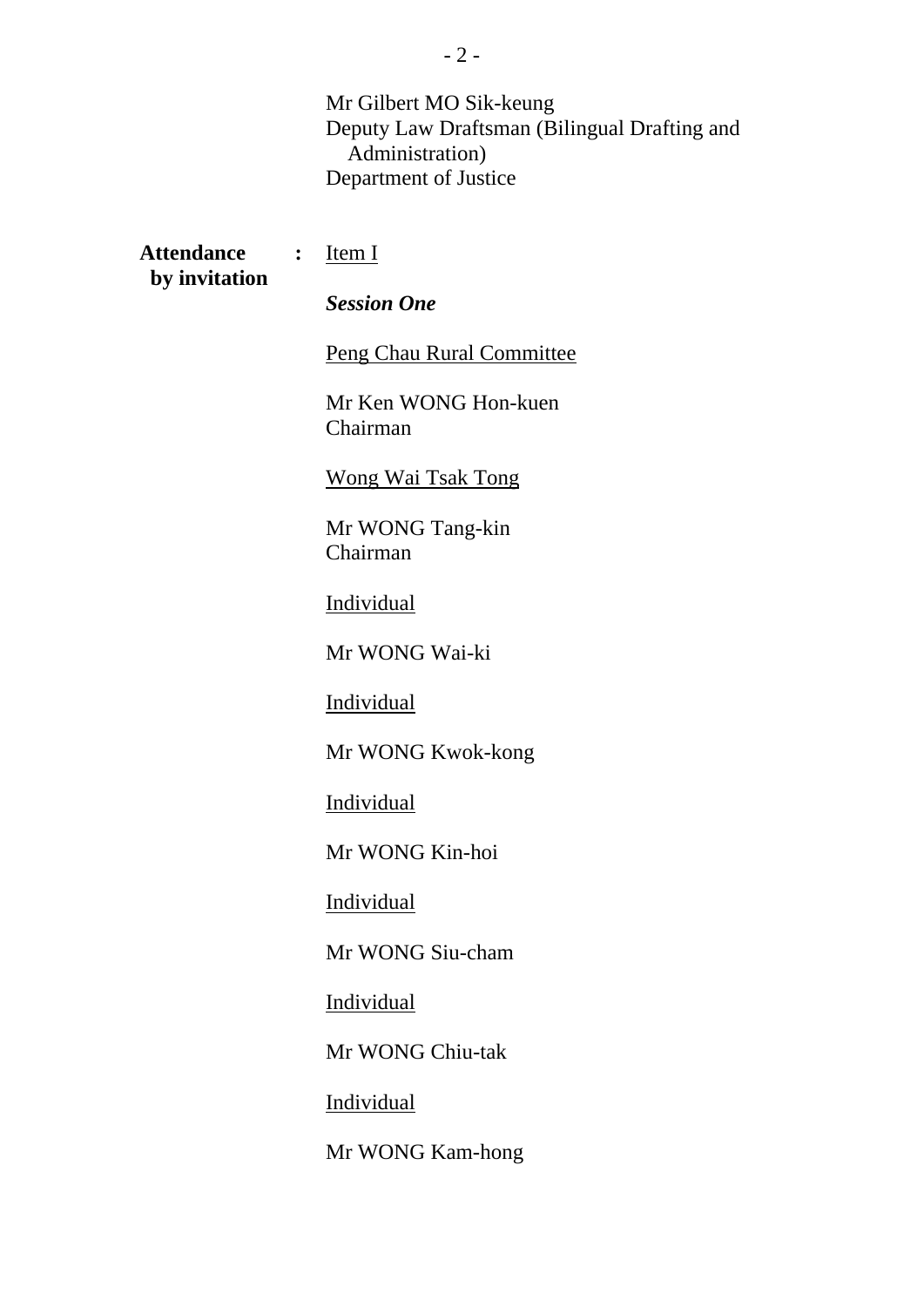Mr Gilbert MO Sik-keung
Deputy Law Draftsman (Bilingual Drafting and Administration)
Department of Justice

**Attendance by invitation** : Item I

***Session One***

Peng Chau Rural Committee

Mr Ken WONG Hon-kuen
Chairman

Wong Wai Tsak Tong

Mr WONG Tang-kin
Chairman

Individual

Mr WONG Wai-ki

Individual

Mr WONG Kwok-kong

Individual

Mr WONG Kin-hoi

Individual

Mr WONG Siu-cham

Individual

Mr WONG Chiu-tak

Individual

Mr WONG Kam-hong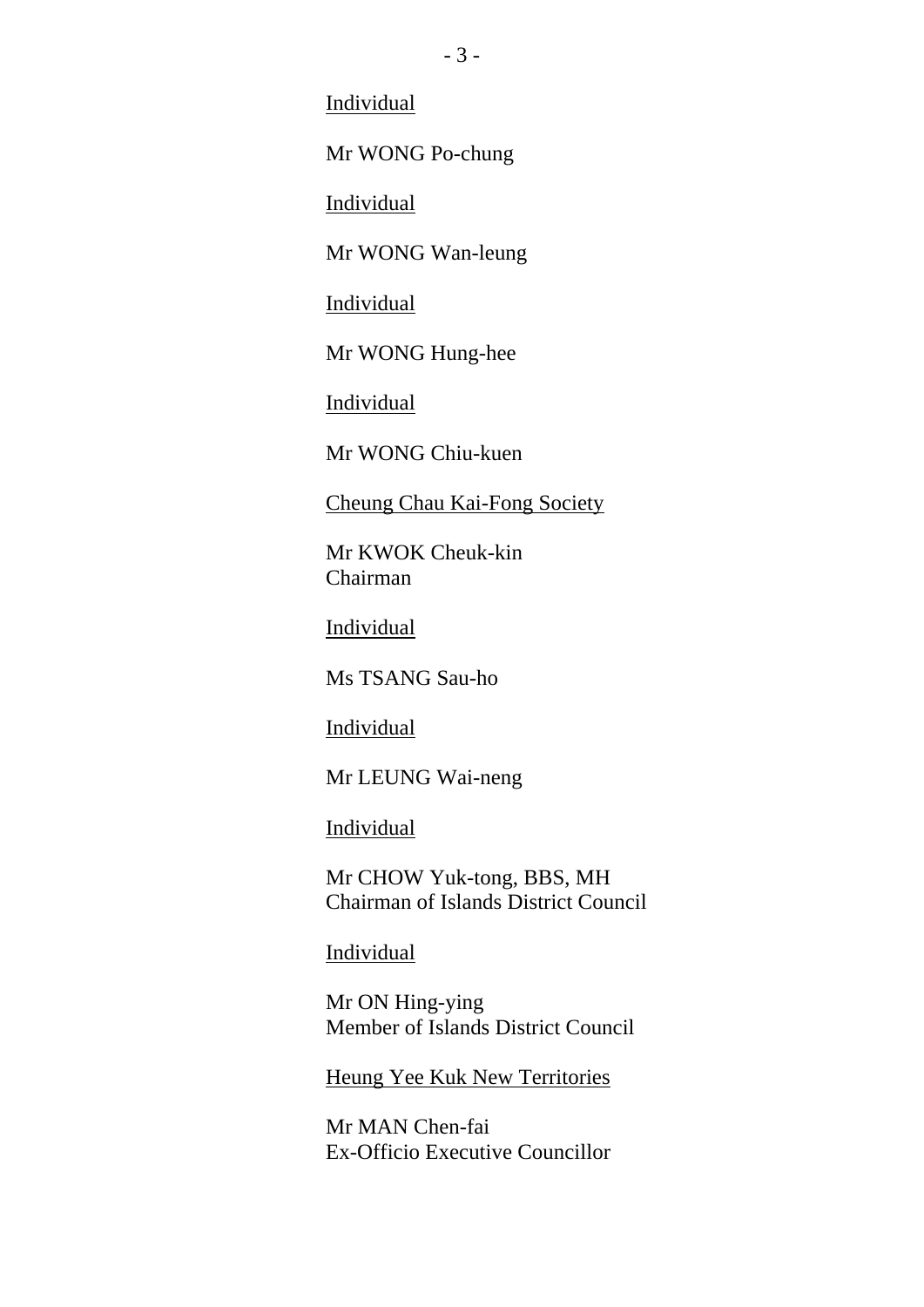<u>Individual</u>

Mr WONG Po-chung

<u>Individual</u>

Mr WONG Wan-leung

<u>Individual</u>

Mr WONG Hung-hee

<u>Individual</u>

Mr WONG Chiu-kuen

<u>Cheung Chau Kai-Fong Society</u>

Mr KWOK Cheuk-kin
Chairman

<u>Individual</u>

Ms TSANG Sau-ho

<u>Individual</u>

Mr LEUNG Wai-neng

<u>Individual</u>

Mr CHOW Yuk-tong, BBS, MH
Chairman of Islands District Council

<u>Individual</u>

Mr ON Hing-ying
Member of Islands District Council

<u>Heung Yee Kuk New Territories</u>

Mr MAN Chen-fai
Ex-Officio Executive Councillor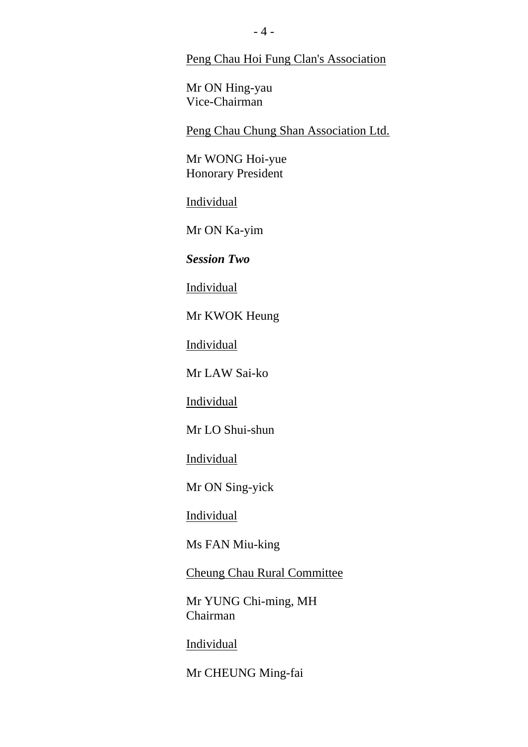Peng Chau Hoi Fung Clan's Association

Mr ON Hing-yau
Vice-Chairman

Peng Chau Chung Shan Association Ltd.

Mr WONG Hoi-yue
Honorary President

Individual

Mr ON Ka-yim

***Session Two***

Individual

Mr KWOK Heung

Individual

Mr LAW Sai-ko

Individual

Mr LO Shui-shun

Individual

Mr ON Sing-yick

Individual

Ms FAN Miu-king

Cheung Chau Rural Committee

Mr YUNG Chi-ming, MH
Chairman

Individual

Mr CHEUNG Ming-fai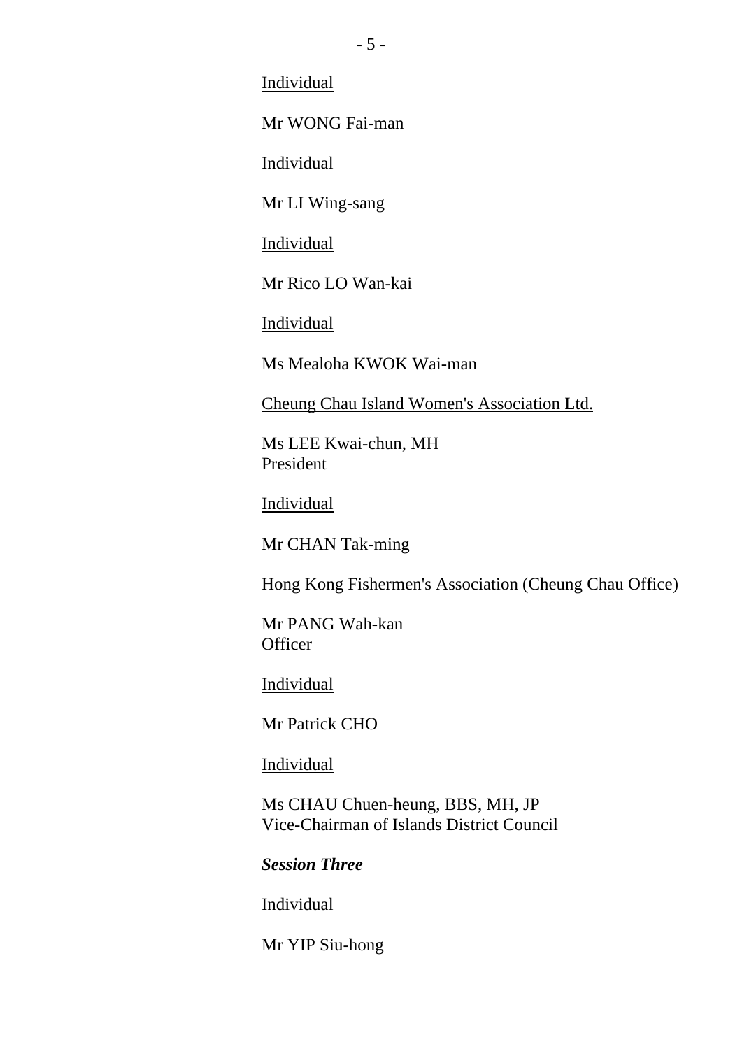Individual

Mr WONG Fai-man

Individual

Mr LI Wing-sang

Individual

Mr Rico LO Wan-kai

Individual

Ms Mealoha KWOK Wai-man

Cheung Chau Island Women's Association Ltd.

Ms LEE Kwai-chun, MH
President

Individual

Mr CHAN Tak-ming

Hong Kong Fishermen's Association (Cheung Chau Office)

Mr PANG Wah-kan
Officer

Individual

Mr Patrick CHO

Individual

Ms CHAU Chuen-heung, BBS, MH, JP
Vice-Chairman of Islands District Council

***Session Three***

Individual

Mr YIP Siu-hong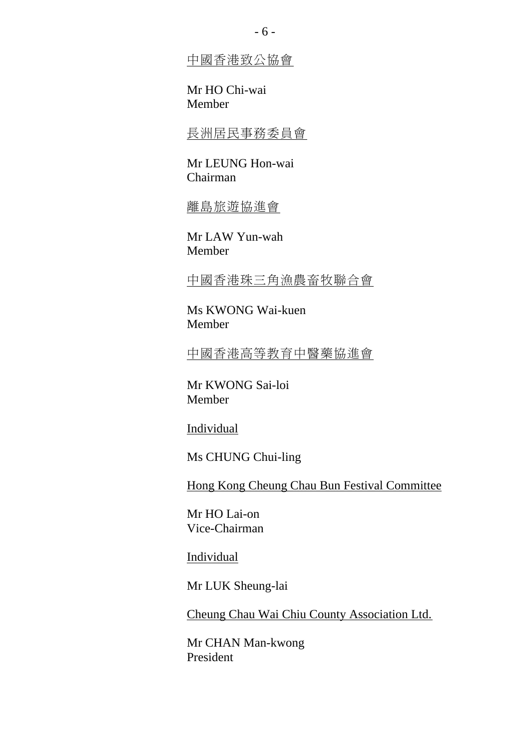<u>中國香港致公協會</u>

Mr HO Chi-wai
Member

<u>長洲居民事務委員會</u>

Mr LEUNG Hon-wai
Chairman

<u>離島旅遊協進會</u>

Mr LAW Yun-wah
Member

<u>中國香港珠三角漁農畜牧聯合會</u>

Ms KWONG Wai-kuen
Member

<u>中國香港高等教育中醫藥協進會</u>

Mr KWONG Sai-loi
Member

<u>Individual</u>

Ms CHUNG Chui-ling

<u>Hong Kong Cheung Chau Bun Festival Committee</u>

Mr HO Lai-on
Vice-Chairman

<u>Individual</u>

Mr LUK Sheung-lai

<u>Cheung Chau Wai Chiu County Association Ltd.</u>

Mr CHAN Man-kwong
President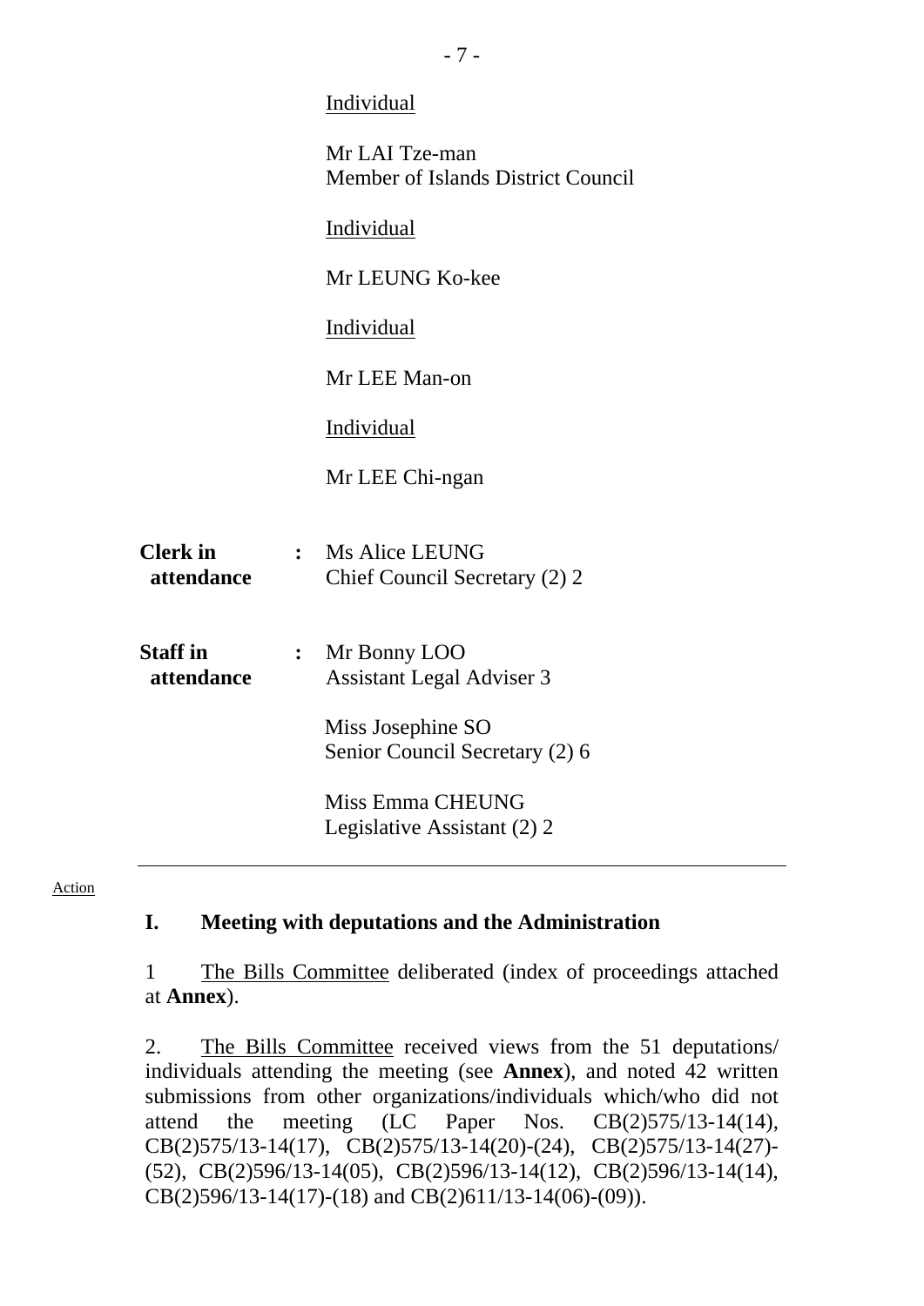Individual

Mr LAI Tze-man
Member of Islands District Council

Individual

Mr LEUNG Ko-kee

Individual

Mr LEE Man-on

Individual

Mr LEE Chi-ngan

**Clerk in attendance** : Ms Alice LEUNG
Chief Council Secretary (2) 2

**Staff in attendance** : Mr Bonny LOO
Assistant Legal Adviser 3

Miss Josephine SO
Senior Council Secretary (2) 6

Miss Emma CHEUNG
Legislative Assistant (2) 2

---

Action

## I. Meeting with deputations and the Administration

1 The Bills Committee deliberated (index of proceedings attached at **Annex**).

2. The Bills Committee received views from the 51 deputations/ individuals attending the meeting (see **Annex**), and noted 42 written submissions from other organizations/individuals which/who did not attend the meeting (LC Paper Nos. CB(2)575/13-14(14), CB(2)575/13-14(17), CB(2)575/13-14(20)-(24), CB(2)575/13-14(27)-(52), CB(2)596/13-14(05), CB(2)596/13-14(12), CB(2)596/13-14(14), CB(2)596/13-14(17)-(18) and CB(2)611/13-14(06)-(09)).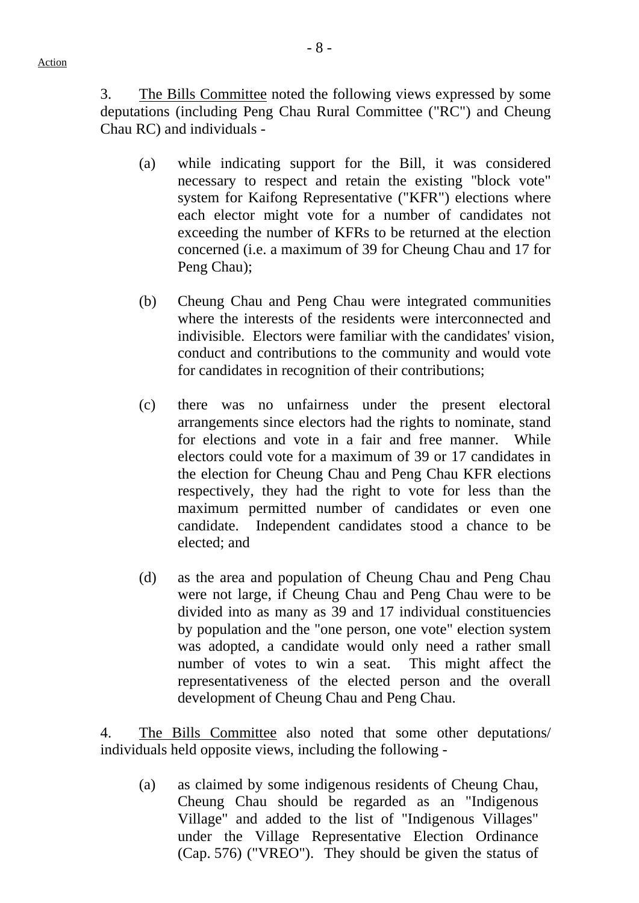Action

3. The Bills Committee noted the following views expressed by some deputations (including Peng Chau Rural Committee ("RC") and Cheung Chau RC) and individuals -

(a) while indicating support for the Bill, it was considered necessary to respect and retain the existing "block vote" system for Kaifong Representative ("KFR") elections where each elector might vote for a number of candidates not exceeding the number of KFRs to be returned at the election concerned (i.e. a maximum of 39 for Cheung Chau and 17 for Peng Chau);

(b) Cheung Chau and Peng Chau were integrated communities where the interests of the residents were interconnected and indivisible. Electors were familiar with the candidates' vision, conduct and contributions to the community and would vote for candidates in recognition of their contributions;

(c) there was no unfairness under the present electoral arrangements since electors had the rights to nominate, stand for elections and vote in a fair and free manner. While electors could vote for a maximum of 39 or 17 candidates in the election for Cheung Chau and Peng Chau KFR elections respectively, they had the right to vote for less than the maximum permitted number of candidates or even one candidate. Independent candidates stood a chance to be elected; and

(d) as the area and population of Cheung Chau and Peng Chau were not large, if Cheung Chau and Peng Chau were to be divided into as many as 39 and 17 individual constituencies by population and the "one person, one vote" election system was adopted, a candidate would only need a rather small number of votes to win a seat. This might affect the representativeness of the elected person and the overall development of Cheung Chau and Peng Chau.

4. The Bills Committee also noted that some other deputations/ individuals held opposite views, including the following -

(a) as claimed by some indigenous residents of Cheung Chau, Cheung Chau should be regarded as an "Indigenous Village" and added to the list of "Indigenous Villages" under the Village Representative Election Ordinance (Cap. 576) ("VREO"). They should be given the status of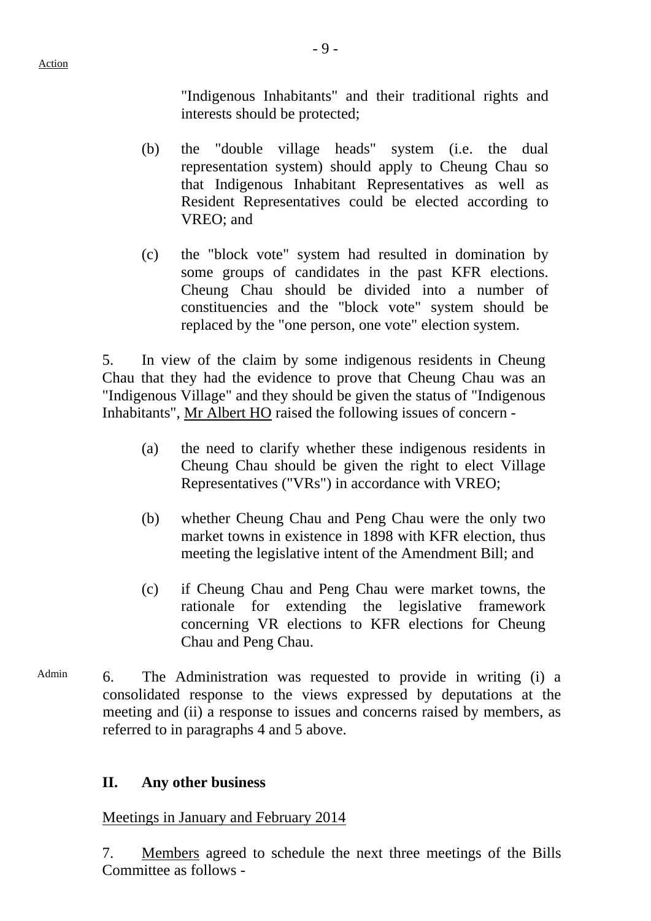"Indigenous Inhabitants" and their traditional rights and interests should be protected;

(b) the "double village heads" system (i.e. the dual representation system) should apply to Cheung Chau so that Indigenous Inhabitant Representatives as well as Resident Representatives could be elected according to VREO; and

(c) the "block vote" system had resulted in domination by some groups of candidates in the past KFR elections. Cheung Chau should be divided into a number of constituencies and the "block vote" system should be replaced by the "one person, one vote" election system.

5. In view of the claim by some indigenous residents in Cheung Chau that they had the evidence to prove that Cheung Chau was an "Indigenous Village" and they should be given the status of "Indigenous Inhabitants", Mr Albert HO raised the following issues of concern -

(a) the need to clarify whether these indigenous residents in Cheung Chau should be given the right to elect Village Representatives ("VRs") in accordance with VREO;

(b) whether Cheung Chau and Peng Chau were the only two market towns in existence in 1898 with KFR election, thus meeting the legislative intent of the Amendment Bill; and

(c) if Cheung Chau and Peng Chau were market towns, the rationale for extending the legislative framework concerning VR elections to KFR elections for Cheung Chau and Peng Chau.

Admin

6. The Administration was requested to provide in writing (i) a consolidated response to the views expressed by deputations at the meeting and (ii) a response to issues and concerns raised by members, as referred to in paragraphs 4 and 5 above.

## II. Any other business

Meetings in January and February 2014

7. Members agreed to schedule the next three meetings of the Bills Committee as follows -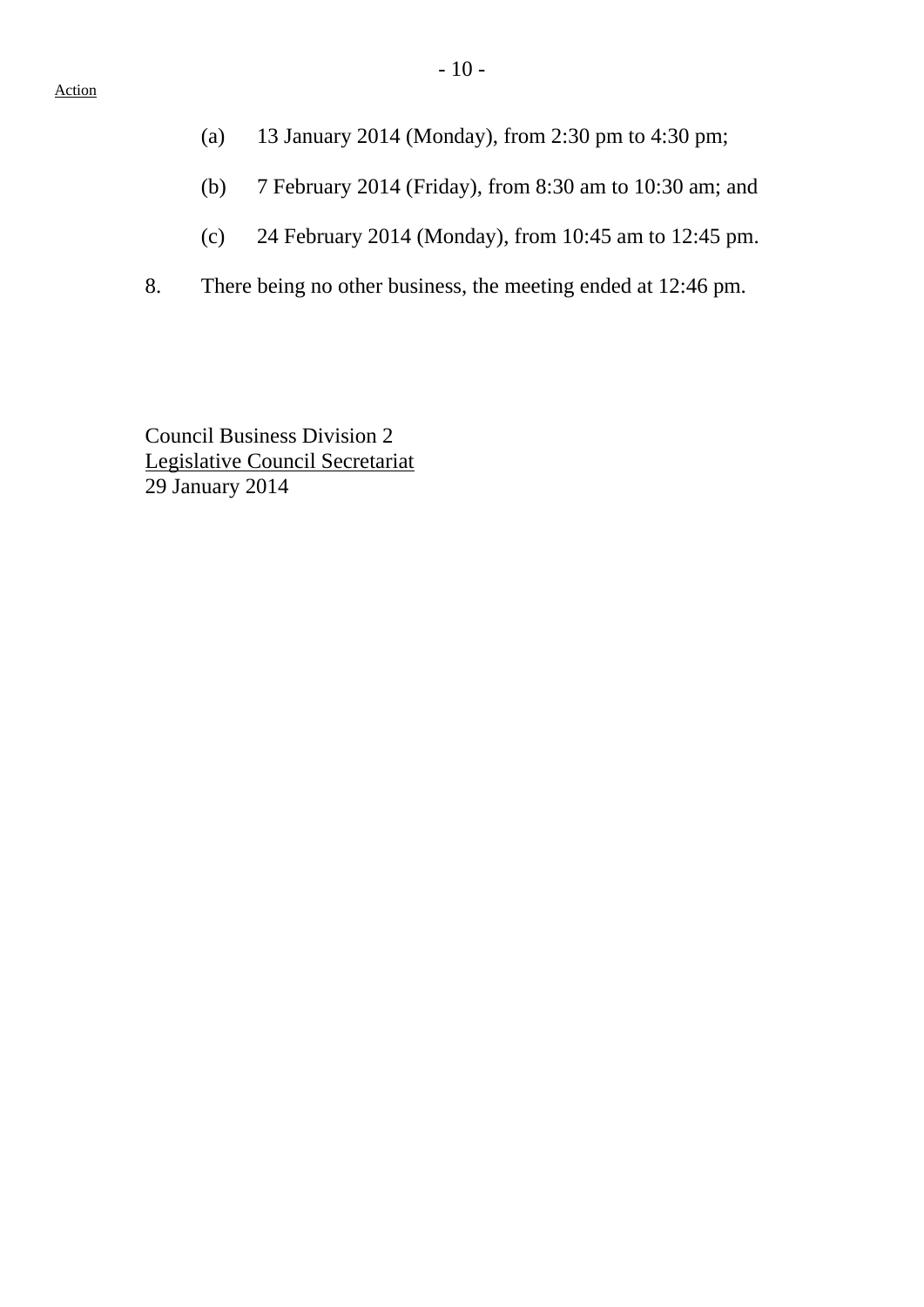Action

(a) 13 January 2014 (Monday), from 2:30 pm to 4:30 pm;

(b) 7 February 2014 (Friday), from 8:30 am to 10:30 am; and

(c) 24 February 2014 (Monday), from 10:45 am to 12:45 pm.

8. There being no other business, the meeting ended at 12:46 pm.

Council Business Division 2
Legislative Council Secretariat
29 January 2014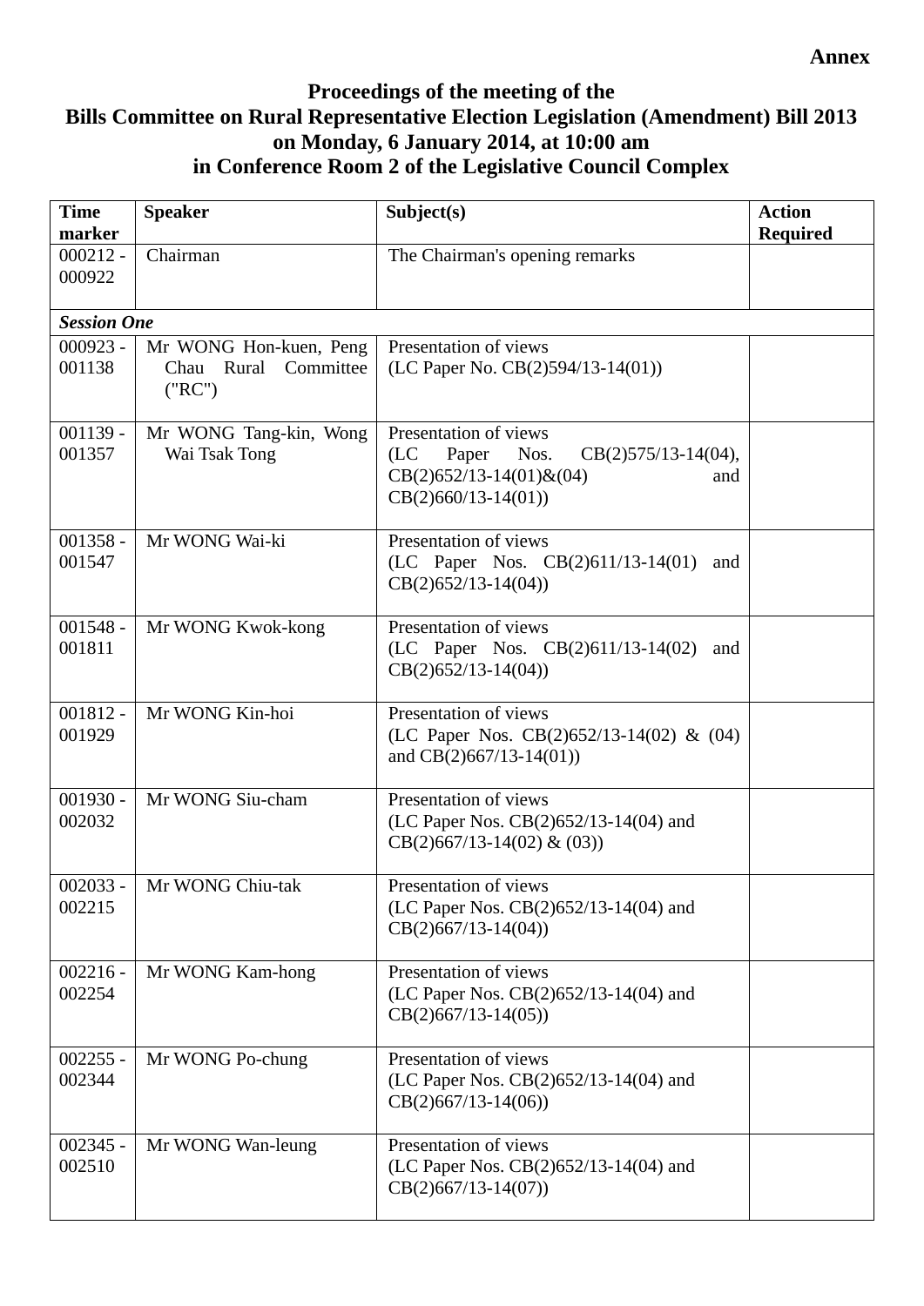**Annex**

# Proceedings of the meeting of the Bills Committee on Rural Representative Election Legislation (Amendment) Bill 2013 on Monday, 6 January 2014, at 10:00 am in Conference Room 2 of the Legislative Council Complex

| Time marker | Speaker | Subject(s) | Action Required |
|---|---|---|---|
| 000212 - 000922 | Chairman | The Chairman's opening remarks | |
| ***Session One*** | | | |
| 000923 - 001138 | Mr WONG Hon-kuen, Peng Chau Rural Committee ("RC") | Presentation of views (LC Paper No. CB(2)594/13-14(01)) | |
| 001139 - 001357 | Mr WONG Tang-kin, Wong Wai Tsak Tong | Presentation of views (LC Paper Nos. CB(2)575/13-14(04), CB(2)652/13-14(01)&(04) and CB(2)660/13-14(01)) | |
| 001358 - 001547 | Mr WONG Wai-ki | Presentation of views (LC Paper Nos. CB(2)611/13-14(01) and CB(2)652/13-14(04)) | |
| 001548 - 001811 | Mr WONG Kwok-kong | Presentation of views (LC Paper Nos. CB(2)611/13-14(02) and CB(2)652/13-14(04)) | |
| 001812 - 001929 | Mr WONG Kin-hoi | Presentation of views (LC Paper Nos. CB(2)652/13-14(02) & (04) and CB(2)667/13-14(01)) | |
| 001930 - 002032 | Mr WONG Siu-cham | Presentation of views (LC Paper Nos. CB(2)652/13-14(04) and CB(2)667/13-14(02) & (03)) | |
| 002033 - 002215 | Mr WONG Chiu-tak | Presentation of views (LC Paper Nos. CB(2)652/13-14(04) and CB(2)667/13-14(04)) | |
| 002216 - 002254 | Mr WONG Kam-hong | Presentation of views (LC Paper Nos. CB(2)652/13-14(04) and CB(2)667/13-14(05)) | |
| 002255 - 002344 | Mr WONG Po-chung | Presentation of views (LC Paper Nos. CB(2)652/13-14(04) and CB(2)667/13-14(06)) | |
| 002345 - 002510 | Mr WONG Wan-leung | Presentation of views (LC Paper Nos. CB(2)652/13-14(04) and CB(2)667/13-14(07)) | |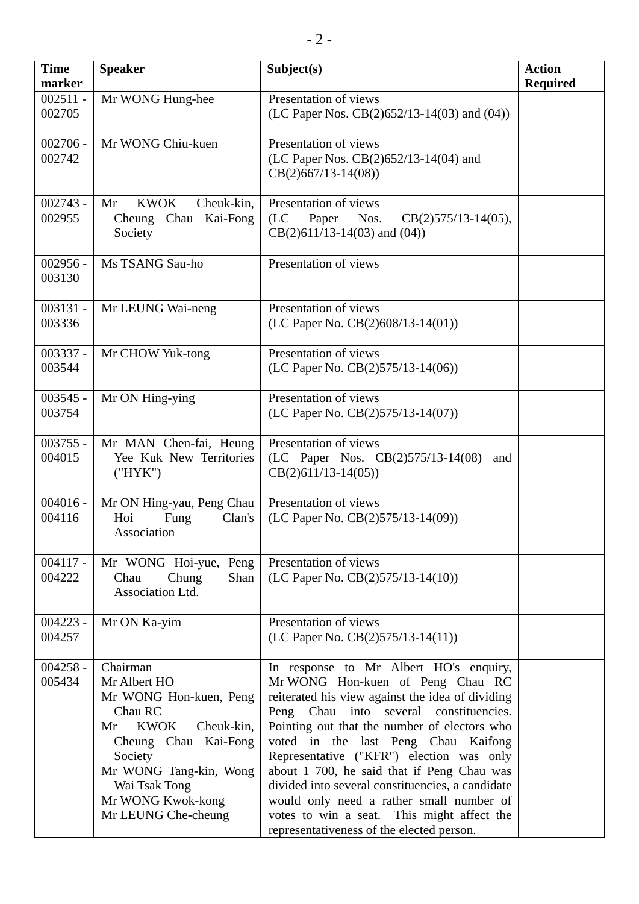| Time marker | Speaker | Subject(s) | Action Required |
|---|---|---|---|
| 002511 - 002705 | Mr WONG Hung-hee | Presentation of views (LC Paper Nos. CB(2)652/13-14(03) and (04)) | |
| 002706 - 002742 | Mr WONG Chiu-kuen | Presentation of views (LC Paper Nos. CB(2)652/13-14(04) and CB(2)667/13-14(08)) | |
| 002743 - 002955 | Mr KWOK Cheuk-kin, Cheung Chau Kai-Fong Society | Presentation of views (LC Paper Nos. CB(2)575/13-14(05), CB(2)611/13-14(03) and (04)) | |
| 002956 - 003130 | Ms TSANG Sau-ho | Presentation of views | |
| 003131 - 003336 | Mr LEUNG Wai-neng | Presentation of views (LC Paper No. CB(2)608/13-14(01)) | |
| 003337 - 003544 | Mr CHOW Yuk-tong | Presentation of views (LC Paper No. CB(2)575/13-14(06)) | |
| 003545 - 003754 | Mr ON Hing-ying | Presentation of views (LC Paper No. CB(2)575/13-14(07)) | |
| 003755 - 004015 | Mr MAN Chen-fai, Heung Yee Kuk New Territories ("HYK") | Presentation of views (LC Paper Nos. CB(2)575/13-14(08) and CB(2)611/13-14(05)) | |
| 004016 - 004116 | Mr ON Hing-yau, Peng Chau Hoi Fung Clan's Association | Presentation of views (LC Paper No. CB(2)575/13-14(09)) | |
| 004117 - 004222 | Mr WONG Hoi-yue, Peng Chau Chung Shan Association Ltd. | Presentation of views (LC Paper No. CB(2)575/13-14(10)) | |
| 004223 - 004257 | Mr ON Ka-yim | Presentation of views (LC Paper No. CB(2)575/13-14(11)) | |
| 004258 - 005434 | Chairman<br>Mr Albert HO<br>Mr WONG Hon-kuen, Peng Chau RC<br>Mr KWOK Cheuk-kin, Cheung Chau Kai-Fong Society<br>Mr WONG Tang-kin, Wong Wai Tsak Tong<br>Mr WONG Kwok-kong<br>Mr LEUNG Che-cheung | In response to Mr Albert HO's enquiry, Mr WONG Hon-kuen of Peng Chau RC reiterated his view against the idea of dividing Peng Chau into several constituencies. Pointing out that the number of electors who voted in the last Peng Chau Kaifong Representative ("KFR") election was only about 1 700, he said that if Peng Chau was divided into several constituencies, a candidate would only need a rather small number of votes to win a seat. This might affect the representativeness of the elected person. | |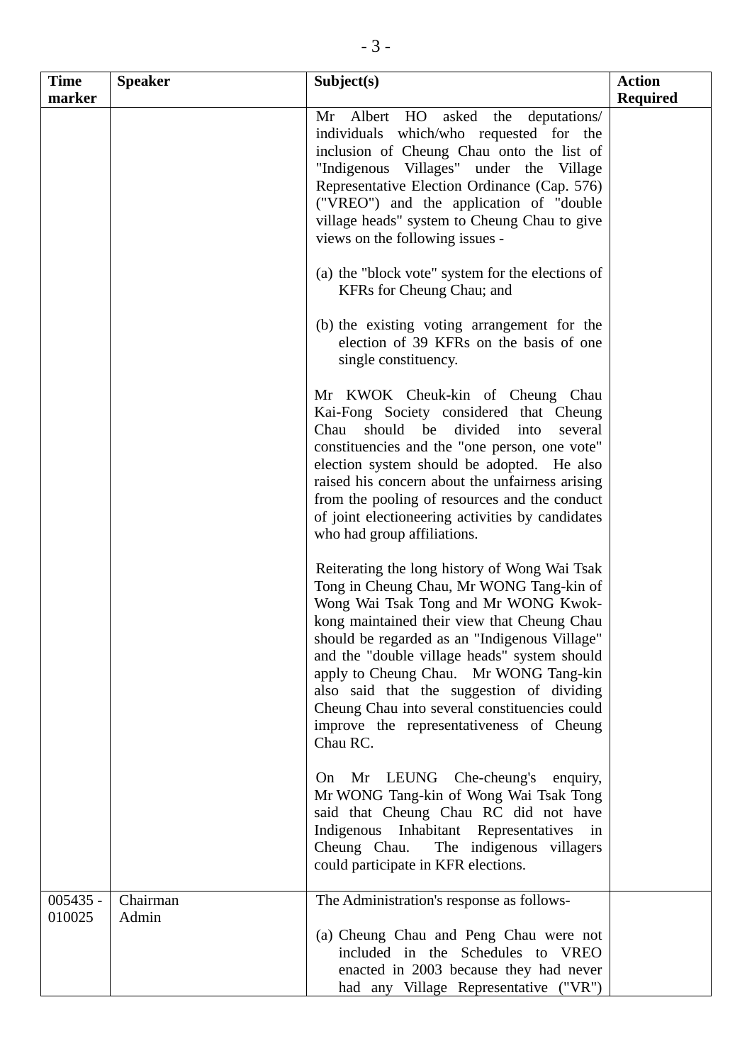| Time marker | Speaker | Subject(s) | Action Required |
|---|---|---|---|
| | | Mr Albert HO asked the deputations/ individuals which/who requested for the inclusion of Cheung Chau onto the list of "Indigenous Villages" under the Village Representative Election Ordinance (Cap. 576) ("VREO") and the application of "double village heads" system to Cheung Chau to give views on the following issues -<br><br>(a) the "block vote" system for the elections of KFRs for Cheung Chau; and<br><br>(b) the existing voting arrangement for the election of 39 KFRs on the basis of one single constituency.<br><br>Mr KWOK Cheuk-kin of Cheung Chau Kai-Fong Society considered that Cheung Chau should be divided into several constituencies and the "one person, one vote" election system should be adopted. He also raised his concern about the unfairness arising from the pooling of resources and the conduct of joint electioneering activities by candidates who had group affiliations.<br><br>Reiterating the long history of Wong Wai Tsak Tong in Cheung Chau, Mr WONG Tang-kin of Wong Wai Tsak Tong and Mr WONG Kwok-kong maintained their view that Cheung Chau should be regarded as an "Indigenous Village" and the "double village heads" system should apply to Cheung Chau. Mr WONG Tang-kin also said that the suggestion of dividing Cheung Chau into several constituencies could improve the representativeness of Cheung Chau RC.<br><br>On Mr LEUNG Che-cheung's enquiry, Mr WONG Tang-kin of Wong Wai Tsak Tong said that Cheung Chau RC did not have Indigenous Inhabitant Representatives in Cheung Chau. The indigenous villagers could participate in KFR elections. | |
| 005435 - 010025 | Chairman<br>Admin | The Administration's response as follows-<br><br>(a) Cheung Chau and Peng Chau were not included in the Schedules to VREO enacted in 2003 because they had never had any Village Representative ("VR") | |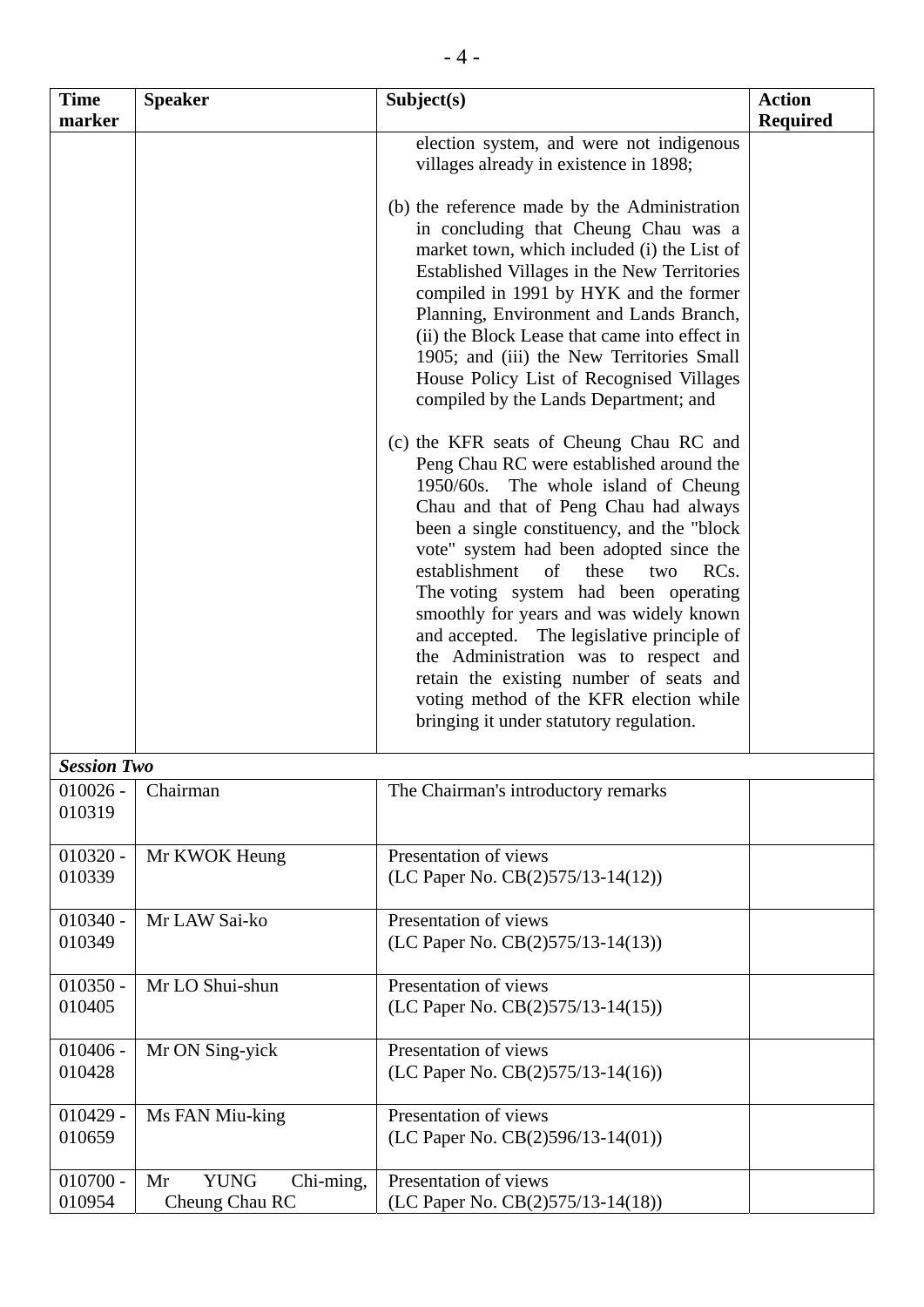| Time marker | Speaker | Subject(s) | Action Required |
|---|---|---|---|
| | | election system, and were not indigenous villages already in existence in 1898;<br><br>(b) the reference made by the Administration in concluding that Cheung Chau was a market town, which included (i) the List of Established Villages in the New Territories compiled in 1991 by HYK and the former Planning, Environment and Lands Branch, (ii) the Block Lease that came into effect in 1905; and (iii) the New Territories Small House Policy List of Recognised Villages compiled by the Lands Department; and<br><br>(c) the KFR seats of Cheung Chau RC and Peng Chau RC were established around the 1950/60s. The whole island of Cheung Chau and that of Peng Chau had always been a single constituency, and the "block vote" system had been adopted since the establishment of these two RCs. The voting system had been operating smoothly for years and was widely known and accepted. The legislative principle of the Administration was to respect and retain the existing number of seats and voting method of the KFR election while bringing it under statutory regulation. | |
| ***Session Two*** | | | |
| 010026 - 010319 | Chairman | The Chairman's introductory remarks | |
| 010320 - 010339 | Mr KWOK Heung | Presentation of views<br>(LC Paper No. CB(2)575/13-14(12)) | |
| 010340 - 010349 | Mr LAW Sai-ko | Presentation of views<br>(LC Paper No. CB(2)575/13-14(13)) | |
| 010350 - 010405 | Mr LO Shui-shun | Presentation of views<br>(LC Paper No. CB(2)575/13-14(15)) | |
| 010406 - 010428 | Mr ON Sing-yick | Presentation of views<br>(LC Paper No. CB(2)575/13-14(16)) | |
| 010429 - 010659 | Ms FAN Miu-king | Presentation of views<br>(LC Paper No. CB(2)596/13-14(01)) | |
| 010700 - 010954 | Mr YUNG Chi-ming, Cheung Chau RC | Presentation of views<br>(LC Paper No. CB(2)575/13-14(18)) | |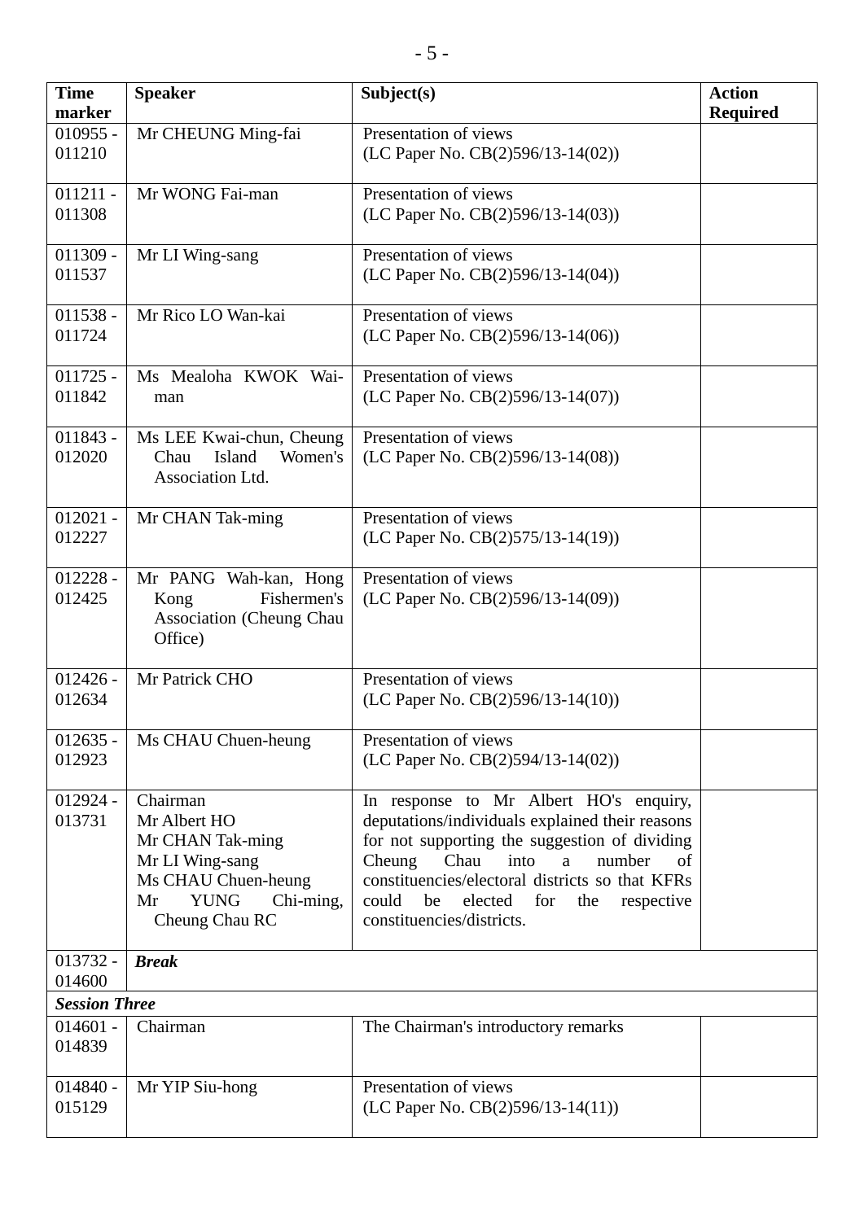| Time marker | Speaker | Subject(s) | Action Required |
|---|---|---|---|
| 010955 - 011210 | Mr CHEUNG Ming-fai | Presentation of views (LC Paper No. CB(2)596/13-14(02)) | |
| 011211 - 011308 | Mr WONG Fai-man | Presentation of views (LC Paper No. CB(2)596/13-14(03)) | |
| 011309 - 011537 | Mr LI Wing-sang | Presentation of views (LC Paper No. CB(2)596/13-14(04)) | |
| 011538 - 011724 | Mr Rico LO Wan-kai | Presentation of views (LC Paper No. CB(2)596/13-14(06)) | |
| 011725 - 011842 | Ms Mealoha KWOK Wai-man | Presentation of views (LC Paper No. CB(2)596/13-14(07)) | |
| 011843 - 012020 | Ms LEE Kwai-chun, Cheung Chau Island Women's Association Ltd. | Presentation of views (LC Paper No. CB(2)596/13-14(08)) | |
| 012021 - 012227 | Mr CHAN Tak-ming | Presentation of views (LC Paper No. CB(2)575/13-14(19)) | |
| 012228 - 012425 | Mr PANG Wah-kan, Hong Kong Fishermen's Association (Cheung Chau Office) | Presentation of views (LC Paper No. CB(2)596/13-14(09)) | |
| 012426 - 012634 | Mr Patrick CHO | Presentation of views (LC Paper No. CB(2)596/13-14(10)) | |
| 012635 - 012923 | Ms CHAU Chuen-heung | Presentation of views (LC Paper No. CB(2)594/13-14(02)) | |
| 012924 - 013731 | Chairman<br>Mr Albert HO<br>Mr CHAN Tak-ming<br>Mr LI Wing-sang<br>Ms CHAU Chuen-heung<br>Mr YUNG Chi-ming, Cheung Chau RC | In response to Mr Albert HO's enquiry, deputations/individuals explained their reasons for not supporting the suggestion of dividing Cheung Chau into a number of constituencies/electoral districts so that KFRs could be elected for the respective constituencies/districts. | |
| 013732 - 014600 | ***Break*** | | |
| ***Session Three*** | | | |
| 014601 - 014839 | Chairman | The Chairman's introductory remarks | |
| 014840 - 015129 | Mr YIP Siu-hong | Presentation of views (LC Paper No. CB(2)596/13-14(11)) | |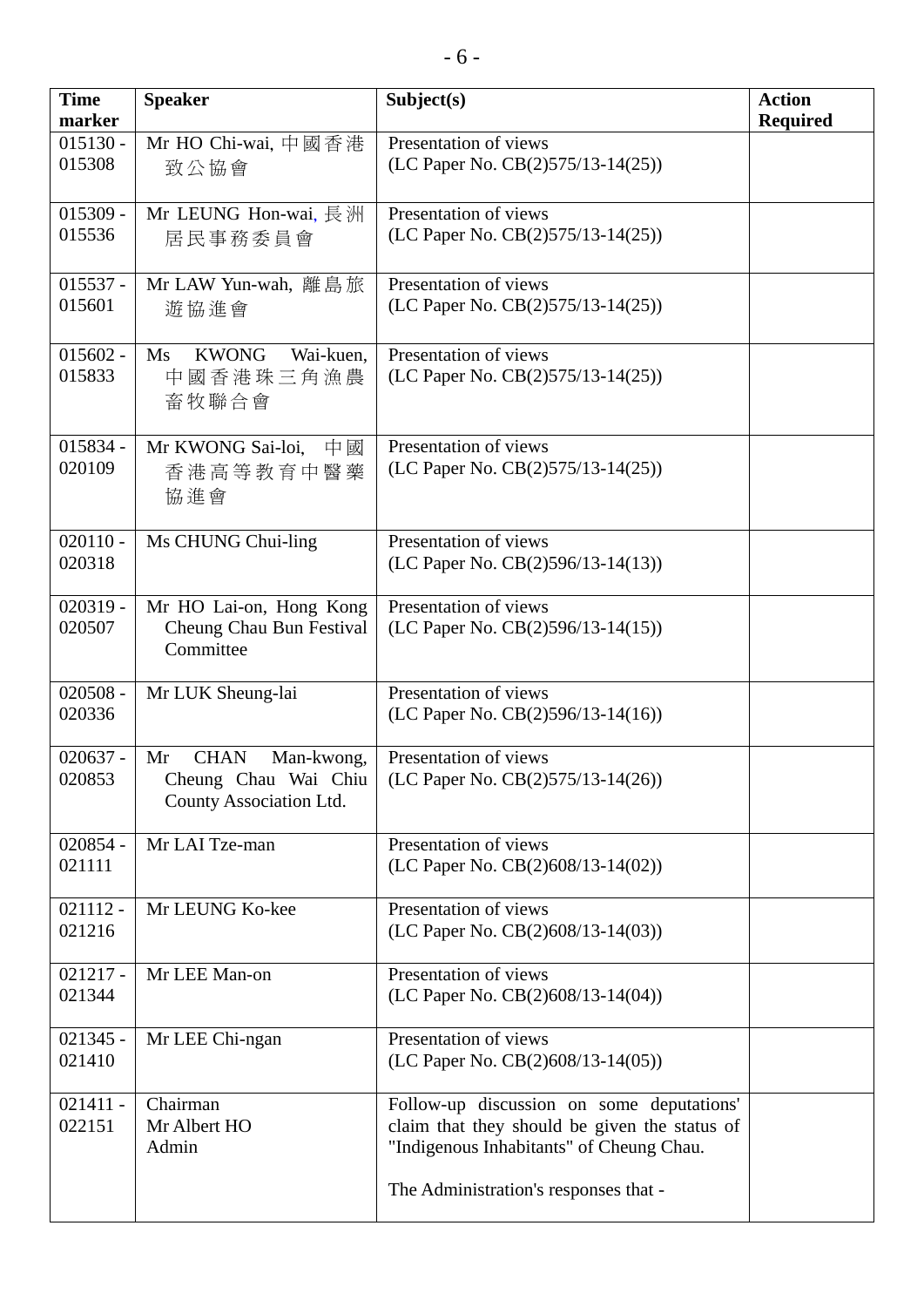| Time marker | Speaker | Subject(s) | Action Required |
|---|---|---|---|
| 015130 - 015308 | Mr HO Chi-wai, 中國香港致公協會 | Presentation of views (LC Paper No. CB(2)575/13-14(25)) | |
| 015309 - 015536 | Mr LEUNG Hon-wai, 長洲居民事務委員會 | Presentation of views (LC Paper No. CB(2)575/13-14(25)) | |
| 015537 - 015601 | Mr LAW Yun-wah, 離島旅遊協進會 | Presentation of views (LC Paper No. CB(2)575/13-14(25)) | |
| 015602 - 015833 | Ms KWONG Wai-kuen, 中國香港珠三角漁農畜牧聯合會 | Presentation of views (LC Paper No. CB(2)575/13-14(25)) | |
| 015834 - 020109 | Mr KWONG Sai-loi, 中國香港高等教育中醫藥協進會 | Presentation of views (LC Paper No. CB(2)575/13-14(25)) | |
| 020110 - 020318 | Ms CHUNG Chui-ling | Presentation of views (LC Paper No. CB(2)596/13-14(13)) | |
| 020319 - 020507 | Mr HO Lai-on, Hong Kong Cheung Chau Bun Festival Committee | Presentation of views (LC Paper No. CB(2)596/13-14(15)) | |
| 020508 - 020336 | Mr LUK Sheung-lai | Presentation of views (LC Paper No. CB(2)596/13-14(16)) | |
| 020637 - 020853 | Mr CHAN Man-kwong, Cheung Chau Wai Chiu County Association Ltd. | Presentation of views (LC Paper No. CB(2)575/13-14(26)) | |
| 020854 - 021111 | Mr LAI Tze-man | Presentation of views (LC Paper No. CB(2)608/13-14(02)) | |
| 021112 - 021216 | Mr LEUNG Ko-kee | Presentation of views (LC Paper No. CB(2)608/13-14(03)) | |
| 021217 - 021344 | Mr LEE Man-on | Presentation of views (LC Paper No. CB(2)608/13-14(04)) | |
| 021345 - 021410 | Mr LEE Chi-ngan | Presentation of views (LC Paper No. CB(2)608/13-14(05)) | |
| 021411 - 022151 | Chairman<br>Mr Albert HO<br>Admin | Follow-up discussion on some deputations' claim that they should be given the status of "Indigenous Inhabitants" of Cheung Chau.<br><br>The Administration's responses that - | |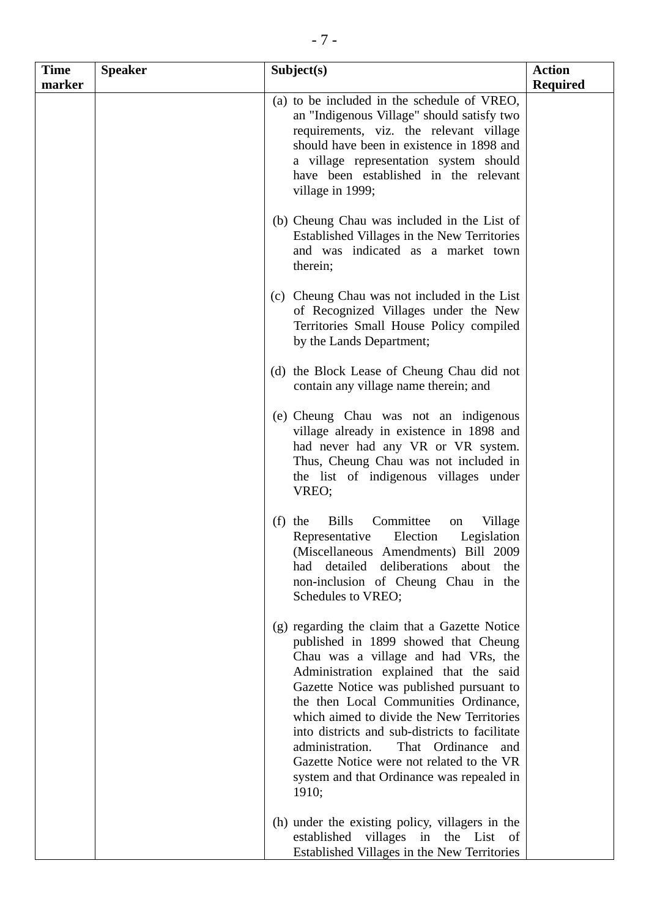| Time marker | Speaker | Subject(s) | Action Required |
|---|---|---|---|
| | | (a) to be included in the schedule of VREO, an "Indigenous Village" should satisfy two requirements, viz. the relevant village should have been in existence in 1898 and a village representation system should have been established in the relevant village in 1999;<br><br>(b) Cheung Chau was included in the List of Established Villages in the New Territories and was indicated as a market town therein;<br><br>(c) Cheung Chau was not included in the List of Recognized Villages under the New Territories Small House Policy compiled by the Lands Department;<br><br>(d) the Block Lease of Cheung Chau did not contain any village name therein; and<br><br>(e) Cheung Chau was not an indigenous village already in existence in 1898 and had never had any VR or VR system. Thus, Cheung Chau was not included in the list of indigenous villages under VREO;<br><br>(f) the Bills Committee on Village Representative Election Legislation (Miscellaneous Amendments) Bill 2009 had detailed deliberations about the non-inclusion of Cheung Chau in the Schedules to VREO;<br><br>(g) regarding the claim that a Gazette Notice published in 1899 showed that Cheung Chau was a village and had VRs, the Administration explained that the said Gazette Notice was published pursuant to the then Local Communities Ordinance, which aimed to divide the New Territories into districts and sub-districts to facilitate administration. That Ordinance and Gazette Notice were not related to the VR system and that Ordinance was repealed in 1910;<br><br>(h) under the existing policy, villagers in the established villages in the List of Established Villages in the New Territories | |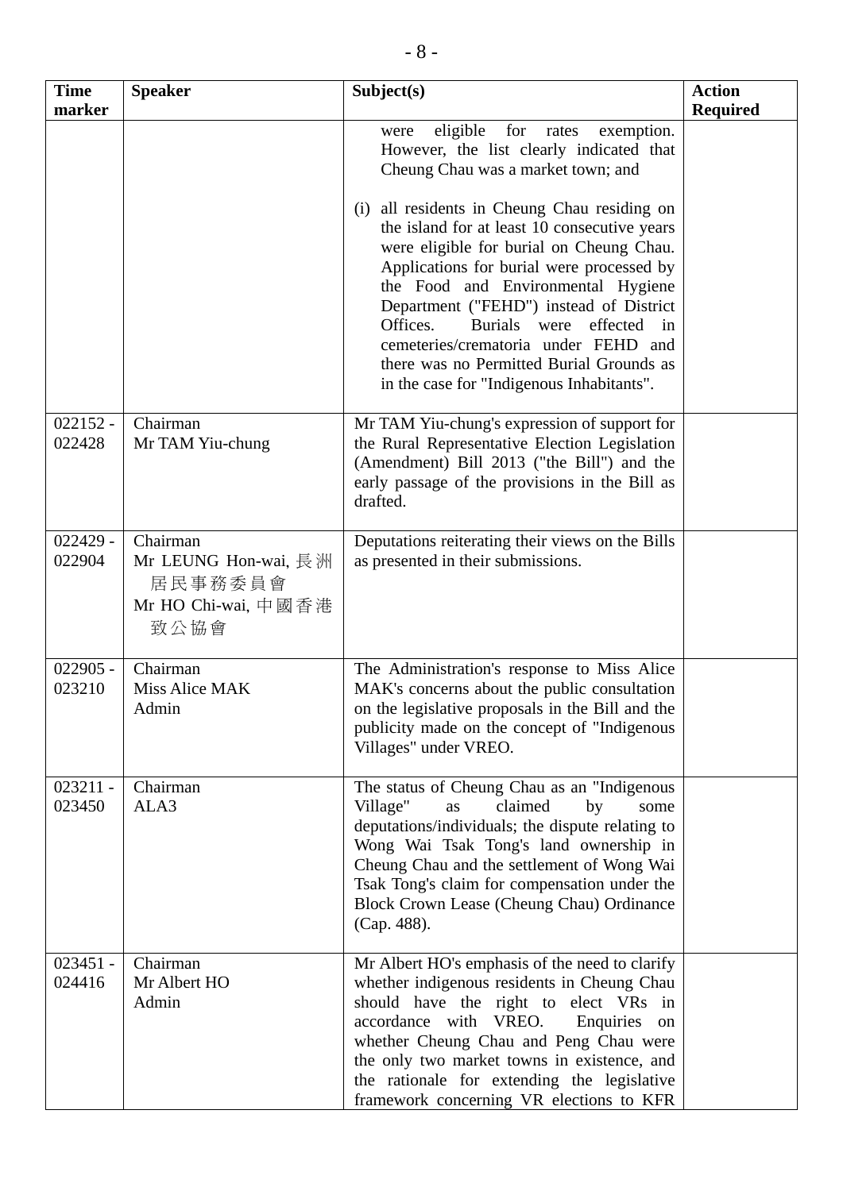| Time marker | Speaker | Subject(s) | Action Required |
|---|---|---|---|
| | | were eligible for rates exemption. However, the list clearly indicated that Cheung Chau was a market town; and<br><br>(i) all residents in Cheung Chau residing on the island for at least 10 consecutive years were eligible for burial on Cheung Chau. Applications for burial were processed by the Food and Environmental Hygiene Department ("FEHD") instead of District Offices. Burials were effected in cemeteries/crematoria under FEHD and there was no Permitted Burial Grounds as in the case for "Indigenous Inhabitants". | |
| 022152 - 022428 | Chairman<br>Mr TAM Yiu-chung | Mr TAM Yiu-chung's expression of support for the Rural Representative Election Legislation (Amendment) Bill 2013 ("the Bill") and the early passage of the provisions in the Bill as drafted. | |
| 022429 - 022904 | Chairman<br>Mr LEUNG Hon-wai, 長洲居民事務委員會<br>Mr HO Chi-wai, 中國香港致公協會 | Deputations reiterating their views on the Bills as presented in their submissions. | |
| 022905 - 023210 | Chairman<br>Miss Alice MAK<br>Admin | The Administration's response to Miss Alice MAK's concerns about the public consultation on the legislative proposals in the Bill and the publicity made on the concept of "Indigenous Villages" under VREO. | |
| 023211 - 023450 | Chairman<br>ALA3 | The status of Cheung Chau as an "Indigenous Village" as claimed by some deputations/individuals; the dispute relating to Wong Wai Tsak Tong's land ownership in Cheung Chau and the settlement of Wong Wai Tsak Tong's claim for compensation under the Block Crown Lease (Cheung Chau) Ordinance (Cap. 488). | |
| 023451 - 024416 | Chairman<br>Mr Albert HO<br>Admin | Mr Albert HO's emphasis of the need to clarify whether indigenous residents in Cheung Chau should have the right to elect VRs in accordance with VREO. Enquiries on whether Cheung Chau and Peng Chau were the only two market towns in existence, and the rationale for extending the legislative framework concerning VR elections to KFR | |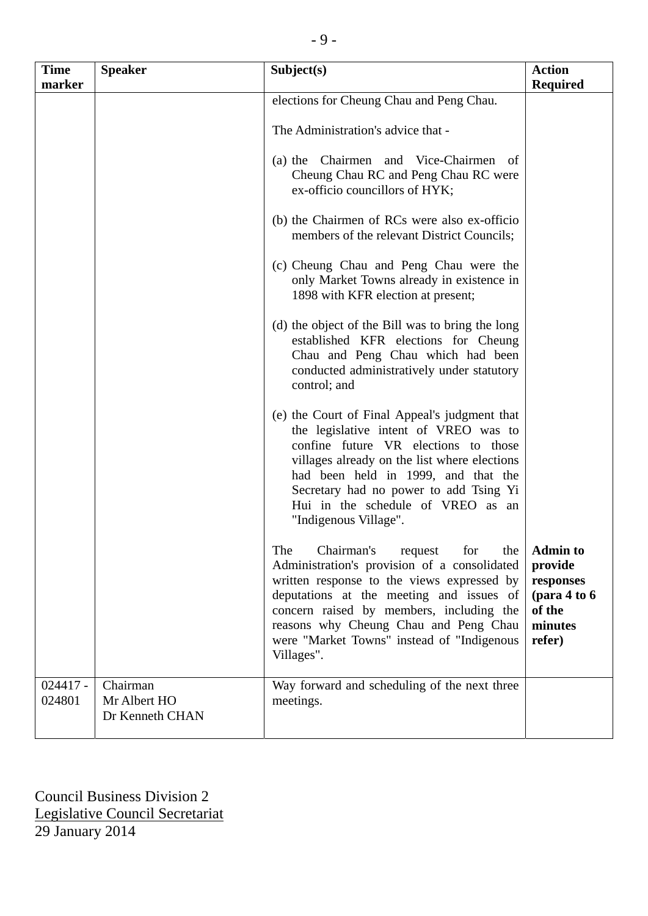| Time marker | Speaker | Subject(s) | Action Required |
|---|---|---|---|
| | | elections for Cheung Chau and Peng Chau.<br><br>The Administration's advice that -<br><br>(a) the Chairmen and Vice-Chairmen of Cheung Chau RC and Peng Chau RC were ex-officio councillors of HYK;<br><br>(b) the Chairmen of RCs were also ex-officio members of the relevant District Councils;<br><br>(c) Cheung Chau and Peng Chau were the only Market Towns already in existence in 1898 with KFR election at present;<br><br>(d) the object of the Bill was to bring the long established KFR elections for Cheung Chau and Peng Chau which had been conducted administratively under statutory control; and<br><br>(e) the Court of Final Appeal's judgment that the legislative intent of VREO was to confine future VR elections to those villages already on the list where elections had been held in 1999, and that the Secretary had no power to add Tsing Yi Hui in the schedule of VREO as an "Indigenous Village".<br><br>The Chairman's request for the Administration's provision of a consolidated written response to the views expressed by deputations at the meeting and issues of concern raised by members, including the reasons why Cheung Chau and Peng Chau were "Market Towns" instead of "Indigenous Villages". | **Admin to provide responses (para 4 to 6 of the minutes refer)** |
| 024417 - 024801 | Chairman<br>Mr Albert HO<br>Dr Kenneth CHAN | Way forward and scheduling of the next three meetings. | |

Council Business Division 2
Legislative Council Secretariat
29 January 2014